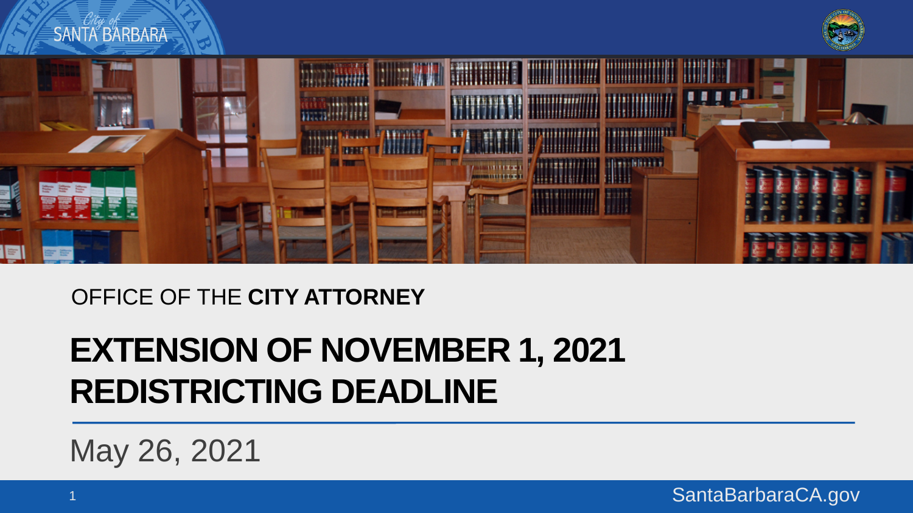OFFICE OF THE **CITY ATTORNEY**

# EXTENSION OF NOVEMBER 1, 2021 REDISTRICTING DEADLINE

May 26, 2021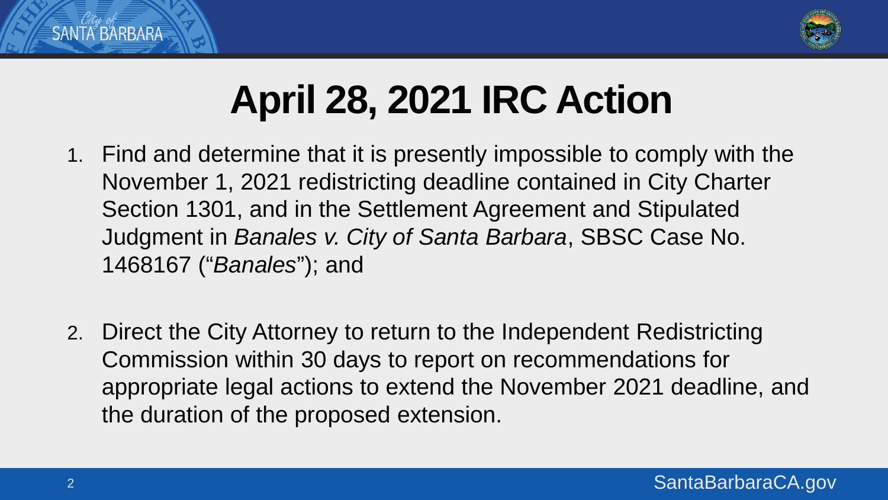# April 28, 2021 IRC Action

1. Find and determine that it is presently impossible to comply with the November 1, 2021 redistricting deadline contained in City Charter Section 1301, and in the Settlement Agreement and Stipulated Judgment in *Banales v. City of Santa Barbara*, SBSC Case No. 1468167 ("*Banales*"); and

2. Direct the City Attorney to return to the Independent Redistricting Commission within 30 days to report on recommendations for appropriate legal actions to extend the November 2021 deadline, and the duration of the proposed extension.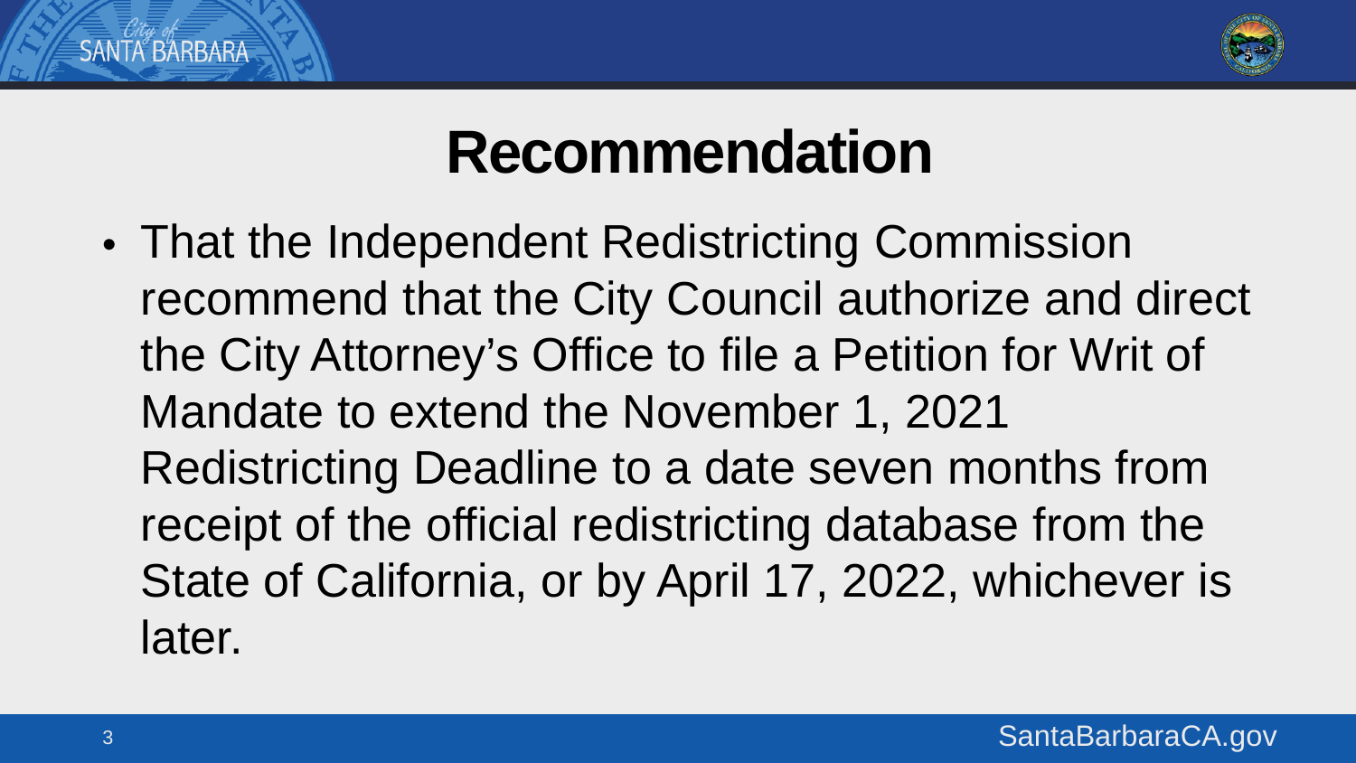# Recommendation

- That the Independent Redistricting Commission recommend that the City Council authorize and direct the City Attorney's Office to file a Petition for Writ of Mandate to extend the November 1, 2021 Redistricting Deadline to a date seven months from receipt of the official redistricting database from the State of California, or by April 17, 2022, whichever is later.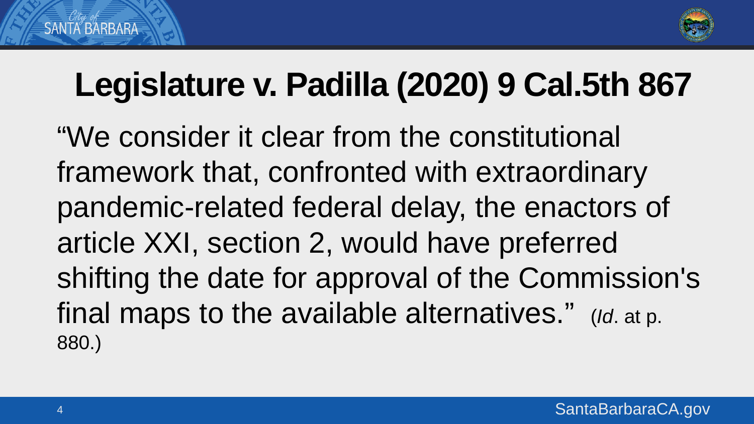# Legislature v. Padilla (2020) 9 Cal.5th 867

"We consider it clear from the constitutional framework that, confronted with extraordinary pandemic-related federal delay, the enactors of article XXI, section 2, would have preferred shifting the date for approval of the Commission's final maps to the available alternatives." (*Id*. at p. 880.)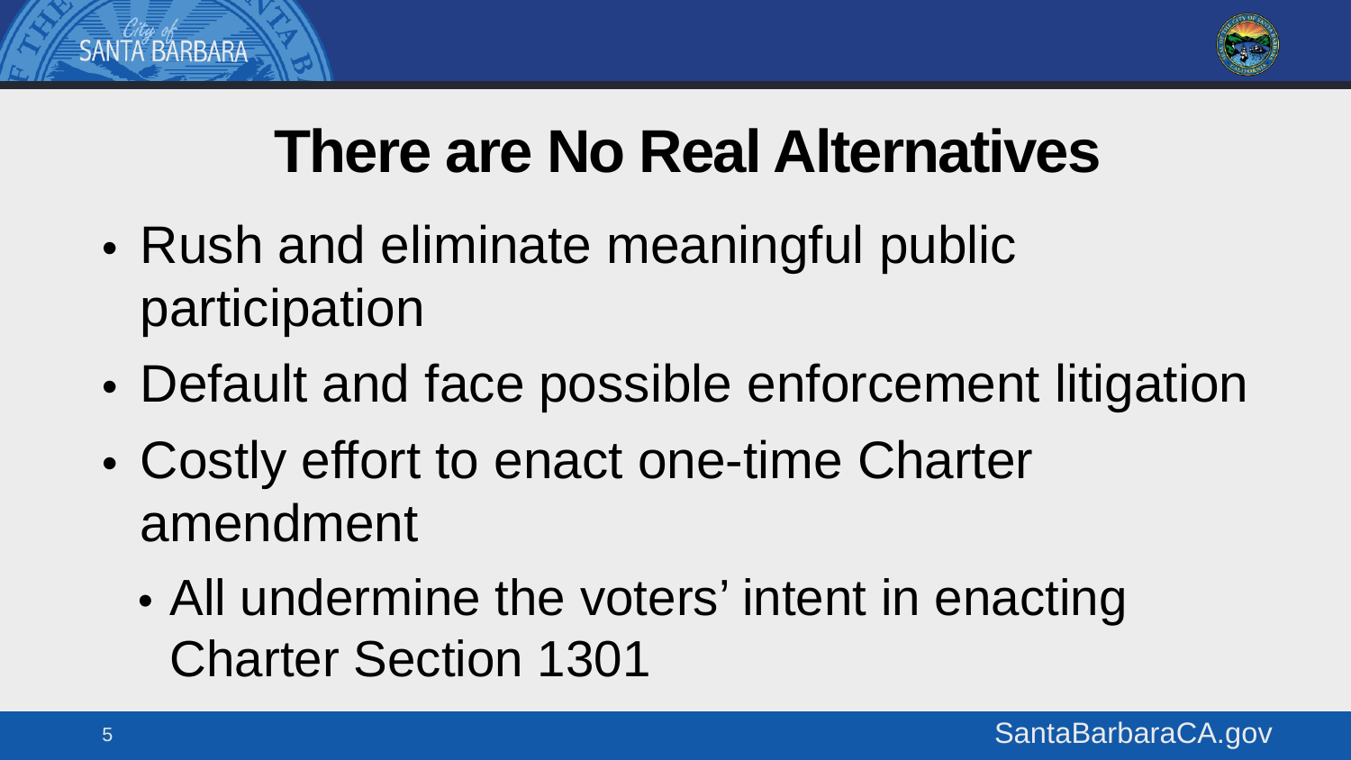# There are No Real Alternatives

- Rush and eliminate meaningful public participation
- Default and face possible enforcement litigation
- Costly effort to enact one-time Charter amendment
  - All undermine the voters' intent in enacting Charter Section 1301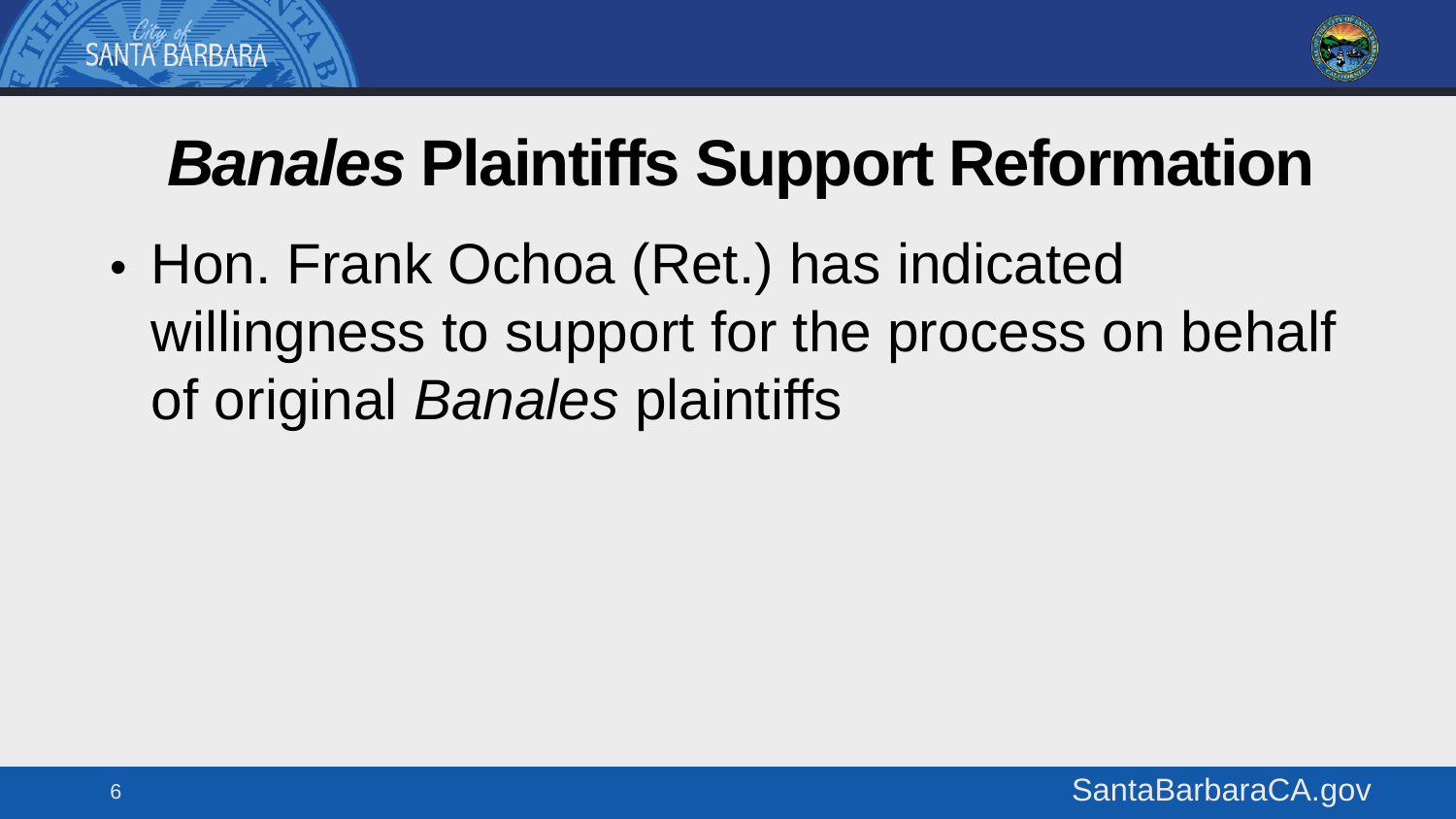# *Banales* Plaintiffs Support Reformation

- Hon. Frank Ochoa (Ret.) has indicated willingness to support for the process on behalf of original *Banales* plaintiffs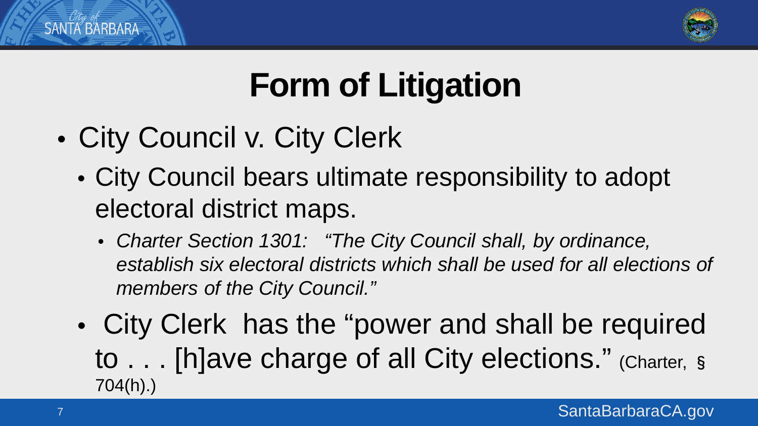# Form of Litigation

- City Council v. City Clerk
  - City Council bears ultimate responsibility to adopt electoral district maps.
    - *Charter Section 1301: "The City Council shall, by ordinance, establish six electoral districts which shall be used for all elections of members of the City Council."*
  - City Clerk has the "power and shall be required to . . . [h]ave charge of all City elections." (Charter, § 704(h).)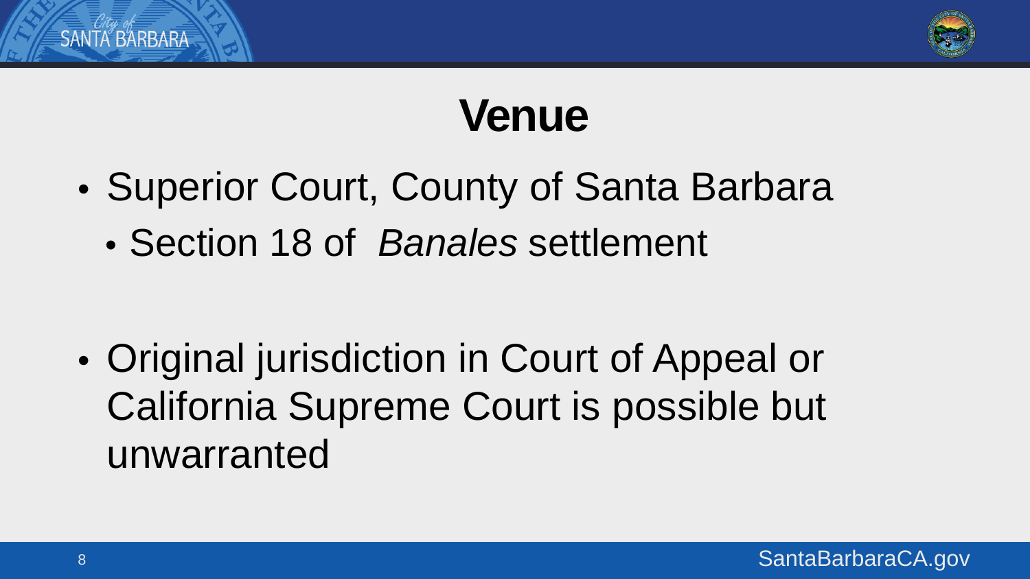# Venue

- Superior Court, County of Santa Barbara
  - Section 18 of *Banales* settlement

- Original jurisdiction in Court of Appeal or California Supreme Court is possible but unwarranted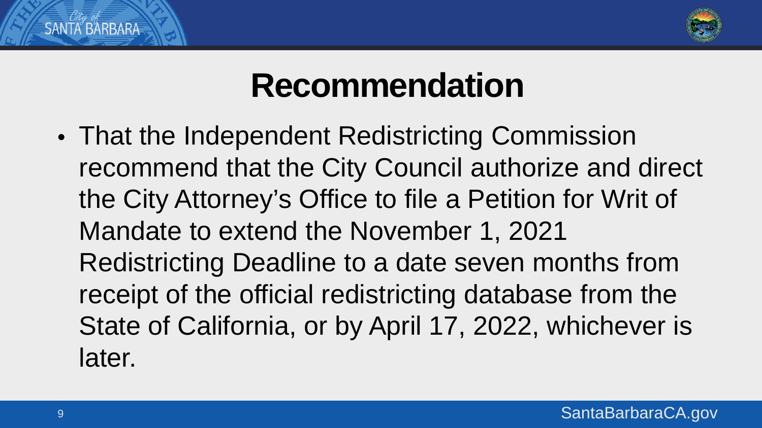# Recommendation

- That the Independent Redistricting Commission recommend that the City Council authorize and direct the City Attorney's Office to file a Petition for Writ of Mandate to extend the November 1, 2021 Redistricting Deadline to a date seven months from receipt of the official redistricting database from the State of California, or by April 17, 2022, whichever is later.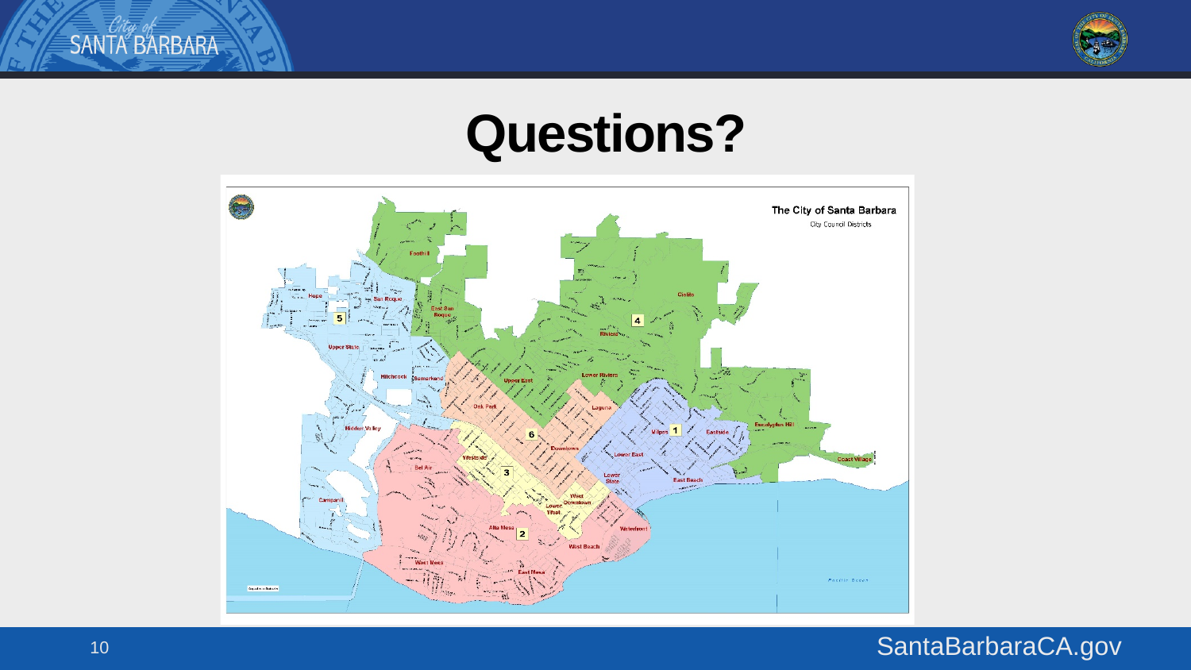# Questions?

The City of Santa Barbara

City Council Districts

Foothill

Hope

San Roque

East San Roque

5

4

Cielito

Riviera

Upper State

Hitchcock

Samarkand

Upper East

Lower Riviera

Oak Park

Laguna

Hidden Valley

6

Milpas

1

Eastside

Eucalyptus Hill

Downtown

Westside

Lower East

Coast Village

Bel Air

3

Lower State

East Beach

Campanil

West Downtown

Lower West

Waterfront

Alta Mesa

2

West Beach

West Mesa

East Mesa

Pacific Ocean